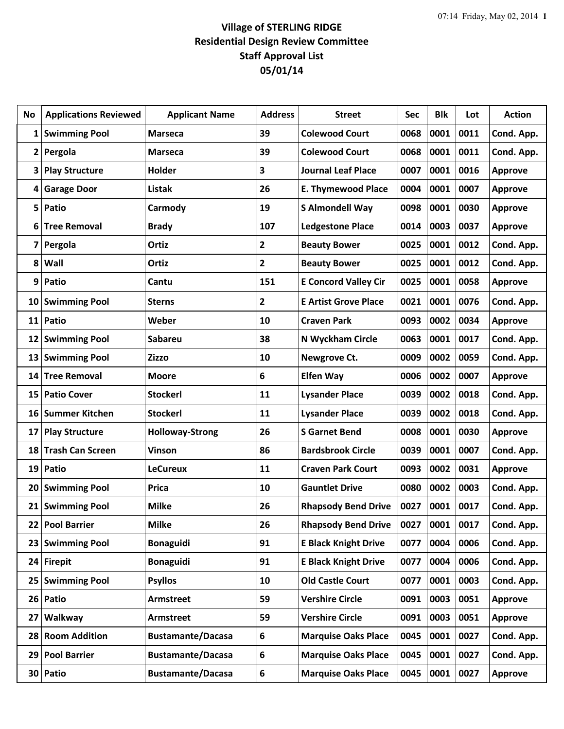**Village of STERLING RIDGE**
**Residential Design Review Committee**
**Staff Approval List**
**05/01/14**

| No | Applications Reviewed | Applicant Name | Address | Street | Sec | Blk | Lot | Action |
|---|---|---|---|---|---|---|---|---|
| 1 | Swimming Pool | Marseca | 39 | Colewood Court | 0068 | 0001 | 0011 | Cond. App. |
| 2 | Pergola | Marseca | 39 | Colewood Court | 0068 | 0001 | 0011 | Cond. App. |
| 3 | Play Structure | Holder | 3 | Journal Leaf Place | 0007 | 0001 | 0016 | Approve |
| 4 | Garage Door | Listak | 26 | E. Thymewood Place | 0004 | 0001 | 0007 | Approve |
| 5 | Patio | Carmody | 19 | S Almondell Way | 0098 | 0001 | 0030 | Approve |
| 6 | Tree Removal | Brady | 107 | Ledgestone Place | 0014 | 0003 | 0037 | Approve |
| 7 | Pergola | Ortiz | 2 | Beauty Bower | 0025 | 0001 | 0012 | Cond. App. |
| 8 | Wall | Ortiz | 2 | Beauty Bower | 0025 | 0001 | 0012 | Cond. App. |
| 9 | Patio | Cantu | 151 | E Concord Valley Cir | 0025 | 0001 | 0058 | Approve |
| 10 | Swimming Pool | Sterns | 2 | E Artist Grove Place | 0021 | 0001 | 0076 | Cond. App. |
| 11 | Patio | Weber | 10 | Craven Park | 0093 | 0002 | 0034 | Approve |
| 12 | Swimming Pool | Sabareu | 38 | N Wyckham Circle | 0063 | 0001 | 0017 | Cond. App. |
| 13 | Swimming Pool | Zizzo | 10 | Newgrove Ct. | 0009 | 0002 | 0059 | Cond. App. |
| 14 | Tree Removal | Moore | 6 | Elfen Way | 0006 | 0002 | 0007 | Approve |
| 15 | Patio Cover | Stockerl | 11 | Lysander Place | 0039 | 0002 | 0018 | Cond. App. |
| 16 | Summer Kitchen | Stockerl | 11 | Lysander Place | 0039 | 0002 | 0018 | Cond. App. |
| 17 | Play Structure | Holloway-Strong | 26 | S Garnet Bend | 0008 | 0001 | 0030 | Approve |
| 18 | Trash Can Screen | Vinson | 86 | Bardsbrook Circle | 0039 | 0001 | 0007 | Cond. App. |
| 19 | Patio | LeCureux | 11 | Craven Park Court | 0093 | 0002 | 0031 | Approve |
| 20 | Swimming Pool | Prica | 10 | Gauntlet Drive | 0080 | 0002 | 0003 | Cond. App. |
| 21 | Swimming Pool | Milke | 26 | Rhapsody Bend Drive | 0027 | 0001 | 0017 | Cond. App. |
| 22 | Pool Barrier | Milke | 26 | Rhapsody Bend Drive | 0027 | 0001 | 0017 | Cond. App. |
| 23 | Swimming Pool | Bonaguidi | 91 | E Black Knight Drive | 0077 | 0004 | 0006 | Cond. App. |
| 24 | Firepit | Bonaguidi | 91 | E Black Knight Drive | 0077 | 0004 | 0006 | Cond. App. |
| 25 | Swimming Pool | Psyllos | 10 | Old Castle Court | 0077 | 0001 | 0003 | Cond. App. |
| 26 | Patio | Armstreet | 59 | Vershire Circle | 0091 | 0003 | 0051 | Approve |
| 27 | Walkway | Armstreet | 59 | Vershire Circle | 0091 | 0003 | 0051 | Approve |
| 28 | Room Addition | Bustamante/Dacasa | 6 | Marquise Oaks Place | 0045 | 0001 | 0027 | Cond. App. |
| 29 | Pool Barrier | Bustamante/Dacasa | 6 | Marquise Oaks Place | 0045 | 0001 | 0027 | Cond. App. |
| 30 | Patio | Bustamante/Dacasa | 6 | Marquise Oaks Place | 0045 | 0001 | 0027 | Approve |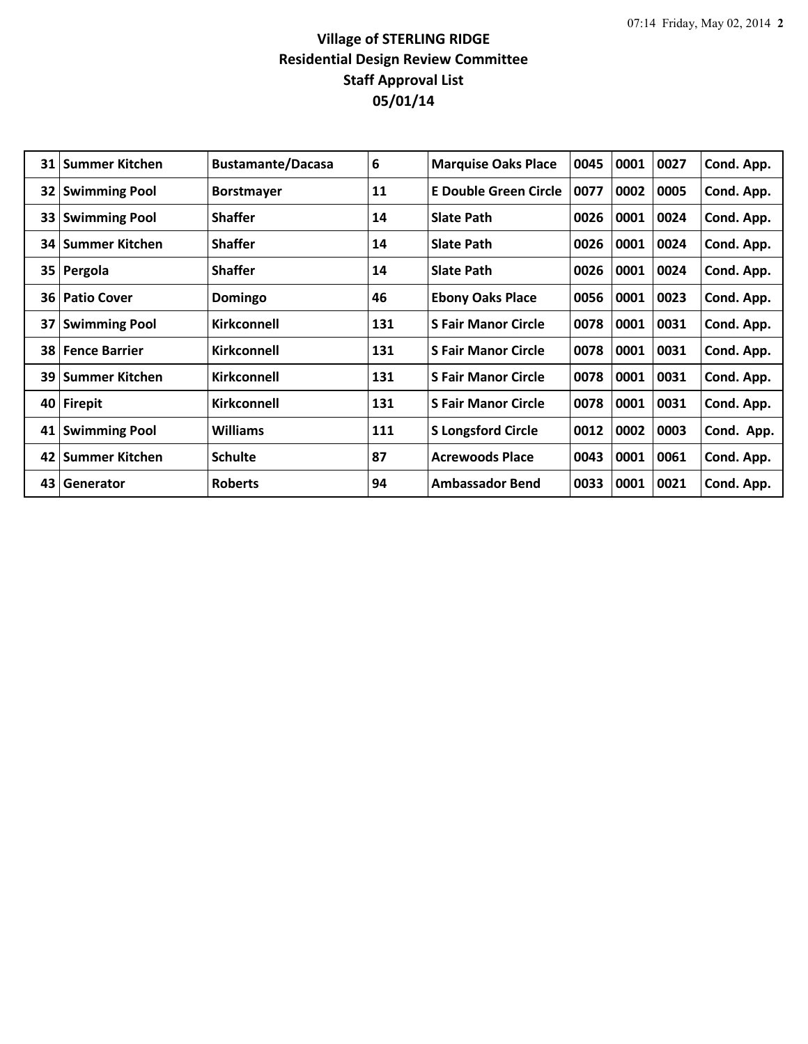**Village of STERLING RIDGE**
**Residential Design Review Committee**
**Staff Approval List**
**05/01/14**

| | | | | | | | | |
|---|---|---|---|---|---|---|---|---|
| 31 | Summer Kitchen | Bustamante/Dacasa | 6 | Marquise Oaks Place | 0045 | 0001 | 0027 | Cond. App. |
| 32 | Swimming Pool | Borstmayer | 11 | E Double Green Circle | 0077 | 0002 | 0005 | Cond. App. |
| 33 | Swimming Pool | Shaffer | 14 | Slate Path | 0026 | 0001 | 0024 | Cond. App. |
| 34 | Summer Kitchen | Shaffer | 14 | Slate Path | 0026 | 0001 | 0024 | Cond. App. |
| 35 | Pergola | Shaffer | 14 | Slate Path | 0026 | 0001 | 0024 | Cond. App. |
| 36 | Patio Cover | Domingo | 46 | Ebony Oaks Place | 0056 | 0001 | 0023 | Cond. App. |
| 37 | Swimming Pool | Kirkconnell | 131 | S Fair Manor Circle | 0078 | 0001 | 0031 | Cond. App. |
| 38 | Fence Barrier | Kirkconnell | 131 | S Fair Manor Circle | 0078 | 0001 | 0031 | Cond. App. |
| 39 | Summer Kitchen | Kirkconnell | 131 | S Fair Manor Circle | 0078 | 0001 | 0031 | Cond. App. |
| 40 | Firepit | Kirkconnell | 131 | S Fair Manor Circle | 0078 | 0001 | 0031 | Cond. App. |
| 41 | Swimming Pool | Williams | 111 | S Longsford Circle | 0012 | 0002 | 0003 | Cond. App. |
| 42 | Summer Kitchen | Schulte | 87 | Acrewoods Place | 0043 | 0001 | 0061 | Cond. App. |
| 43 | Generator | Roberts | 94 | Ambassador Bend | 0033 | 0001 | 0021 | Cond. App. |